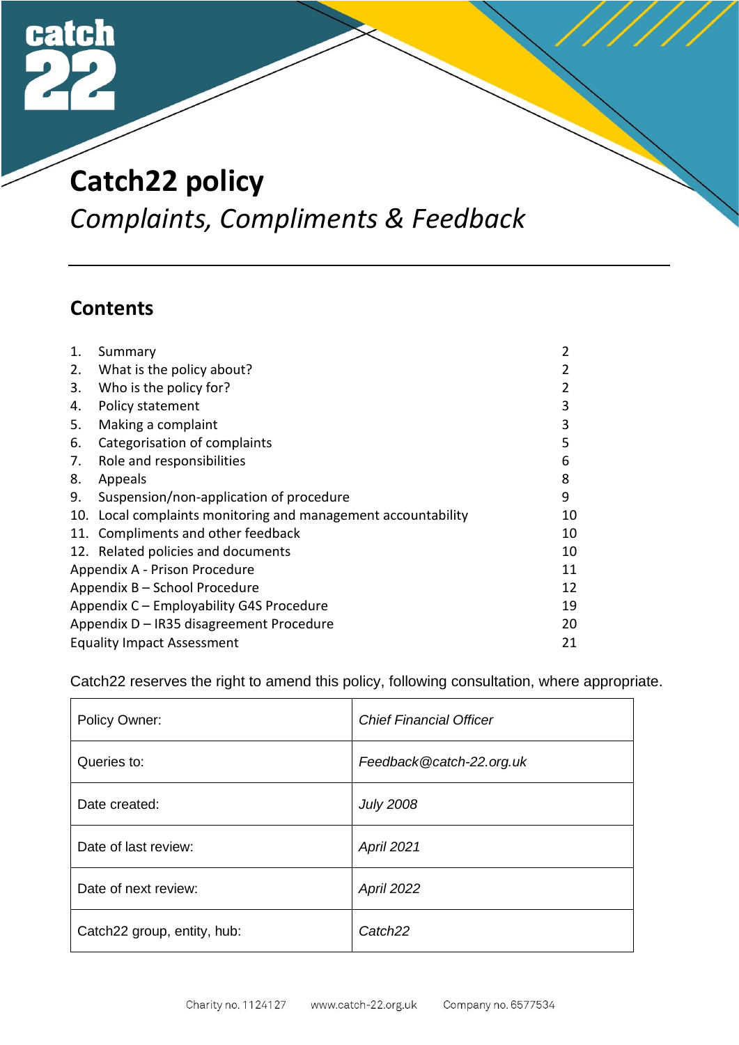# Catch22 policy

*Complaints, Compliments & Feedback*

## Contents

| | | |
|---|---|---|
| 1. | Summary | 2 |
| 2. | What is the policy about? | 2 |
| 3. | Who is the policy for? | 2 |
| 4. | Policy statement | 3 |
| 5. | Making a complaint | 3 |
| 6. | Categorisation of complaints | 5 |
| 7. | Role and responsibilities | 6 |
| 8. | Appeals | 8 |
| 9. | Suspension/non-application of procedure | 9 |
| 10. | Local complaints monitoring and management accountability | 10 |
| 11. | Compliments and other feedback | 10 |
| 12. | Related policies and documents | 10 |
| | Appendix A - Prison Procedure | 11 |
| | Appendix B – School Procedure | 12 |
| | Appendix C – Employability G4S Procedure | 19 |
| | Appendix D – IR35 disagreement Procedure | 20 |
| | Equality Impact Assessment | 21 |

Catch22 reserves the right to amend this policy, following consultation, where appropriate.

| | |
|---|---|
| Policy Owner: | *Chief Financial Officer* |
| Queries to: | *Feedback@catch-22.org.uk* |
| Date created: | *July 2008* |
| Date of last review: | *April 2021* |
| Date of next review: | *April 2022* |
| Catch22 group, entity, hub: | *Catch22* |

Charity no. 1124127 www.catch-22.org.uk Company no. 6577534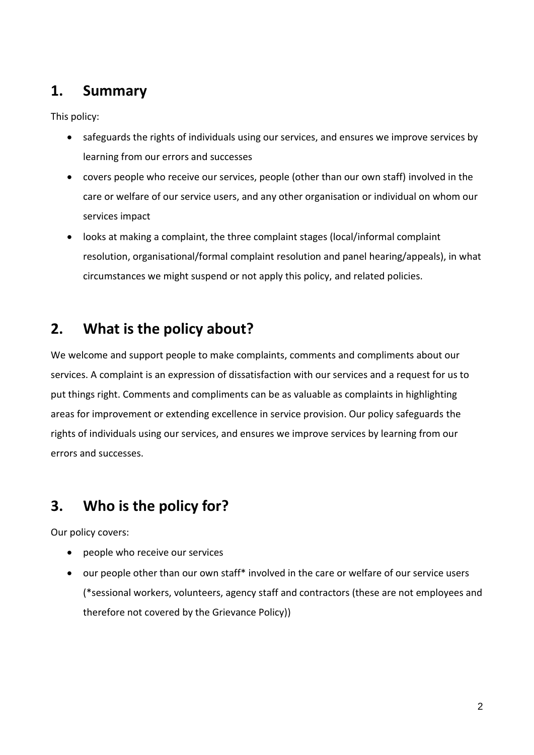## 1. Summary

This policy:

- safeguards the rights of individuals using our services, and ensures we improve services by learning from our errors and successes
- covers people who receive our services, people (other than our own staff) involved in the care or welfare of our service users, and any other organisation or individual on whom our services impact
- looks at making a complaint, the three complaint stages (local/informal complaint resolution, organisational/formal complaint resolution and panel hearing/appeals), in what circumstances we might suspend or not apply this policy, and related policies.

## 2. What is the policy about?

We welcome and support people to make complaints, comments and compliments about our services. A complaint is an expression of dissatisfaction with our services and a request for us to put things right. Comments and compliments can be as valuable as complaints in highlighting areas for improvement or extending excellence in service provision. Our policy safeguards the rights of individuals using our services, and ensures we improve services by learning from our errors and successes.

## 3. Who is the policy for?

Our policy covers:

- people who receive our services
- our people other than our own staff* involved in the care or welfare of our service users (*sessional workers, volunteers, agency staff and contractors (these are not employees and therefore not covered by the Grievance Policy))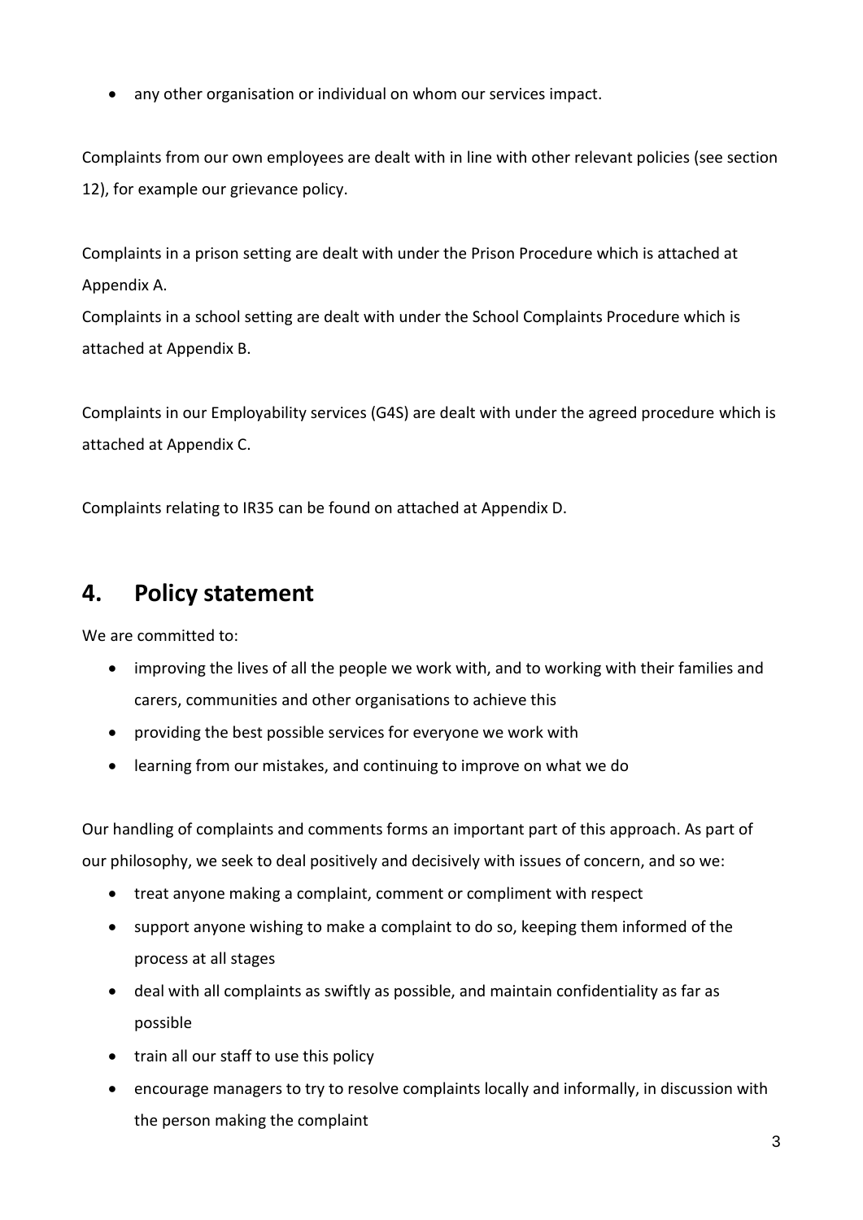- any other organisation or individual on whom our services impact.

Complaints from our own employees are dealt with in line with other relevant policies (see section 12), for example our grievance policy.

Complaints in a prison setting are dealt with under the Prison Procedure which is attached at Appendix A.
Complaints in a school setting are dealt with under the School Complaints Procedure which is attached at Appendix B.

Complaints in our Employability services (G4S) are dealt with under the agreed procedure which is attached at Appendix C.

Complaints relating to IR35 can be found on attached at Appendix D.

## 4. Policy statement

We are committed to:

- improving the lives of all the people we work with, and to working with their families and carers, communities and other organisations to achieve this
- providing the best possible services for everyone we work with
- learning from our mistakes, and continuing to improve on what we do

Our handling of complaints and comments forms an important part of this approach. As part of our philosophy, we seek to deal positively and decisively with issues of concern, and so we:

- treat anyone making a complaint, comment or compliment with respect
- support anyone wishing to make a complaint to do so, keeping them informed of the process at all stages
- deal with all complaints as swiftly as possible, and maintain confidentiality as far as possible
- train all our staff to use this policy
- encourage managers to try to resolve complaints locally and informally, in discussion with the person making the complaint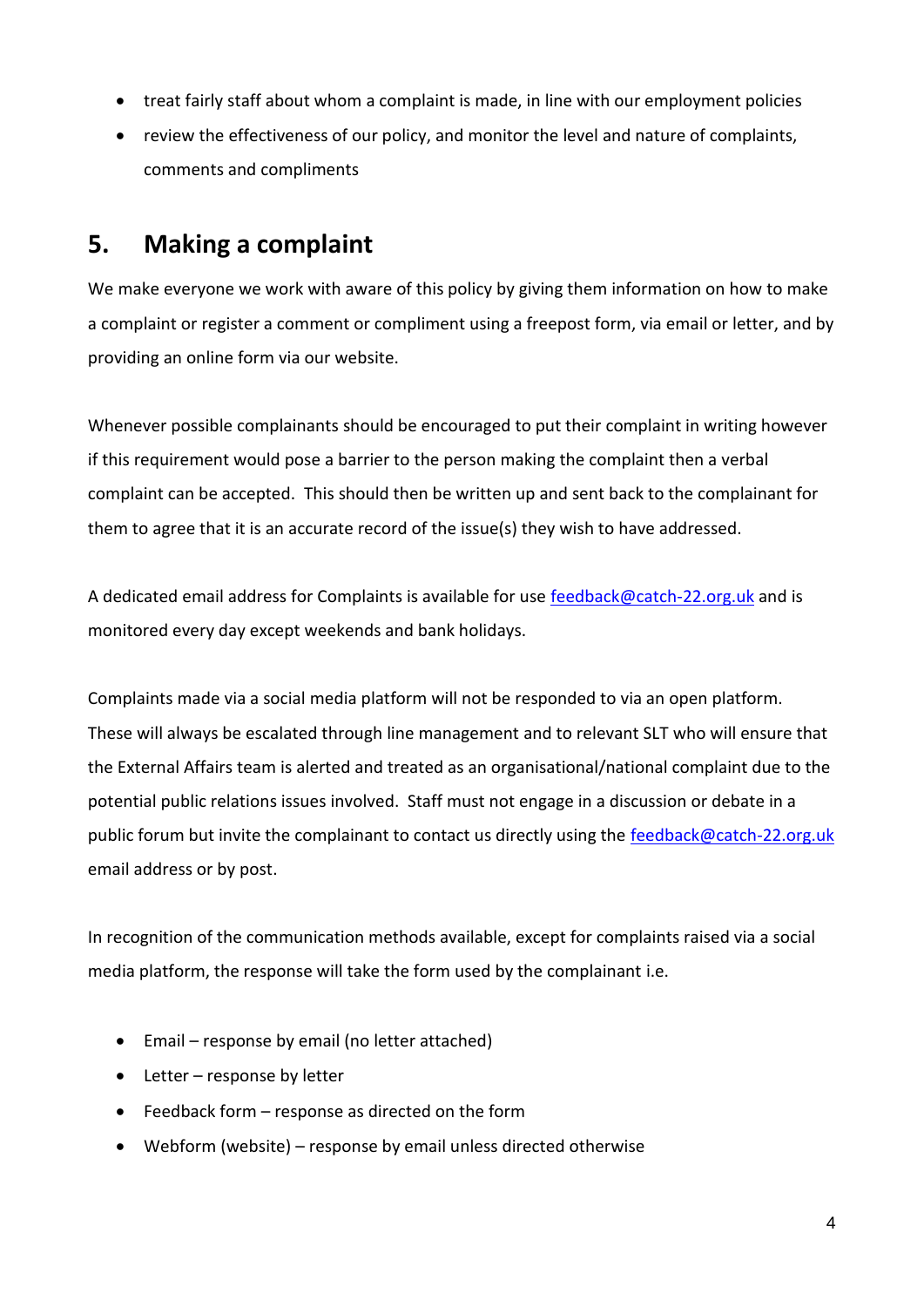- treat fairly staff about whom a complaint is made, in line with our employment policies
- review the effectiveness of our policy, and monitor the level and nature of complaints, comments and compliments

## 5. Making a complaint

We make everyone we work with aware of this policy by giving them information on how to make a complaint or register a comment or compliment using a freepost form, via email or letter, and by providing an online form via our website.

Whenever possible complainants should be encouraged to put their complaint in writing however if this requirement would pose a barrier to the person making the complaint then a verbal complaint can be accepted. This should then be written up and sent back to the complainant for them to agree that it is an accurate record of the issue(s) they wish to have addressed.

A dedicated email address for Complaints is available for use feedback@catch-22.org.uk and is monitored every day except weekends and bank holidays.

Complaints made via a social media platform will not be responded to via an open platform. These will always be escalated through line management and to relevant SLT who will ensure that the External Affairs team is alerted and treated as an organisational/national complaint due to the potential public relations issues involved. Staff must not engage in a discussion or debate in a public forum but invite the complainant to contact us directly using the feedback@catch-22.org.uk email address or by post.

In recognition of the communication methods available, except for complaints raised via a social media platform, the response will take the form used by the complainant i.e.

- Email – response by email (no letter attached)
- Letter – response by letter
- Feedback form – response as directed on the form
- Webform (website) – response by email unless directed otherwise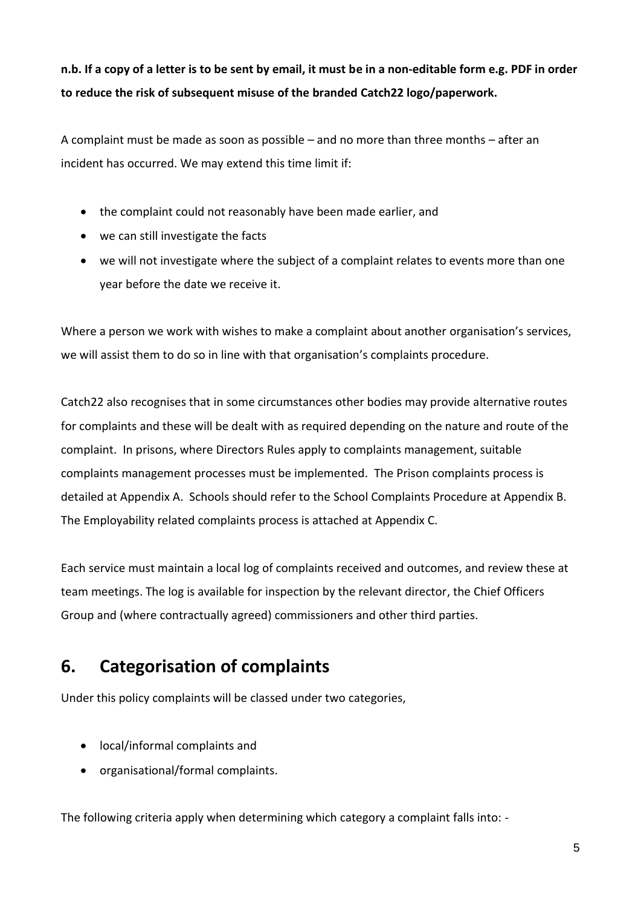**n.b. If a copy of a letter is to be sent by email, it must be in a non-editable form e.g. PDF in order to reduce the risk of subsequent misuse of the branded Catch22 logo/paperwork.**

A complaint must be made as soon as possible – and no more than three months – after an incident has occurred. We may extend this time limit if:

- the complaint could not reasonably have been made earlier, and
- we can still investigate the facts
- we will not investigate where the subject of a complaint relates to events more than one year before the date we receive it.

Where a person we work with wishes to make a complaint about another organisation's services, we will assist them to do so in line with that organisation's complaints procedure.

Catch22 also recognises that in some circumstances other bodies may provide alternative routes for complaints and these will be dealt with as required depending on the nature and route of the complaint. In prisons, where Directors Rules apply to complaints management, suitable complaints management processes must be implemented. The Prison complaints process is detailed at Appendix A. Schools should refer to the School Complaints Procedure at Appendix B. The Employability related complaints process is attached at Appendix C.

Each service must maintain a local log of complaints received and outcomes, and review these at team meetings. The log is available for inspection by the relevant director, the Chief Officers Group and (where contractually agreed) commissioners and other third parties.

## 6. Categorisation of complaints

Under this policy complaints will be classed under two categories,

- local/informal complaints and
- organisational/formal complaints.

The following criteria apply when determining which category a complaint falls into: -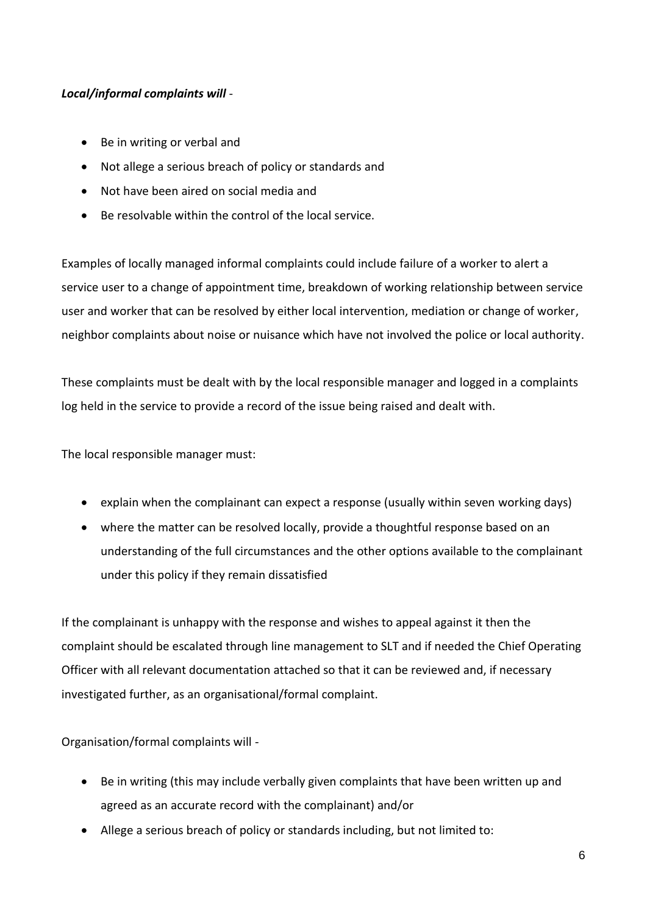***Local/informal complaints will*** -

- Be in writing or verbal and
- Not allege a serious breach of policy or standards and
- Not have been aired on social media and
- Be resolvable within the control of the local service.

Examples of locally managed informal complaints could include failure of a worker to alert a service user to a change of appointment time, breakdown of working relationship between service user and worker that can be resolved by either local intervention, mediation or change of worker, neighbor complaints about noise or nuisance which have not involved the police or local authority.

These complaints must be dealt with by the local responsible manager and logged in a complaints log held in the service to provide a record of the issue being raised and dealt with.

The local responsible manager must:

- explain when the complainant can expect a response (usually within seven working days)
- where the matter can be resolved locally, provide a thoughtful response based on an understanding of the full circumstances and the other options available to the complainant under this policy if they remain dissatisfied

If the complainant is unhappy with the response and wishes to appeal against it then the complaint should be escalated through line management to SLT and if needed the Chief Operating Officer with all relevant documentation attached so that it can be reviewed and, if necessary investigated further, as an organisational/formal complaint.

Organisation/formal complaints will -

- Be in writing (this may include verbally given complaints that have been written up and agreed as an accurate record with the complainant) and/or
- Allege a serious breach of policy or standards including, but not limited to: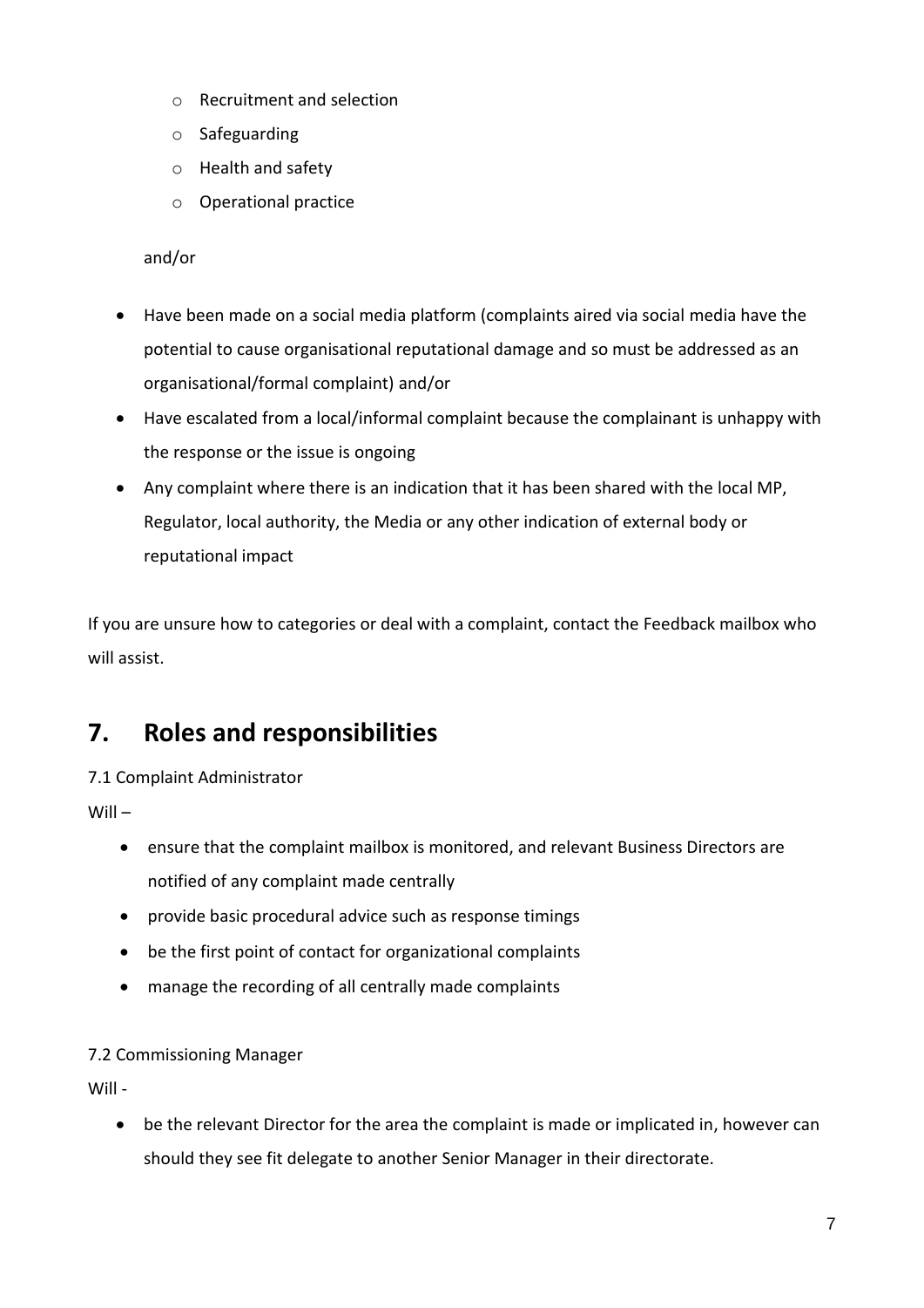- Recruitment and selection
  - Safeguarding
  - Health and safety
  - Operational practice

  and/or

- Have been made on a social media platform (complaints aired via social media have the potential to cause organisational reputational damage and so must be addressed as an organisational/formal complaint) and/or
- Have escalated from a local/informal complaint because the complainant is unhappy with the response or the issue is ongoing
- Any complaint where there is an indication that it has been shared with the local MP, Regulator, local authority, the Media or any other indication of external body or reputational impact

If you are unsure how to categories or deal with a complaint, contact the Feedback mailbox who will assist.

## 7. Roles and responsibilities

7.1 Complaint Administrator

Will –

- ensure that the complaint mailbox is monitored, and relevant Business Directors are notified of any complaint made centrally
- provide basic procedural advice such as response timings
- be the first point of contact for organizational complaints
- manage the recording of all centrally made complaints

7.2 Commissioning Manager

Will -

- be the relevant Director for the area the complaint is made or implicated in, however can should they see fit delegate to another Senior Manager in their directorate.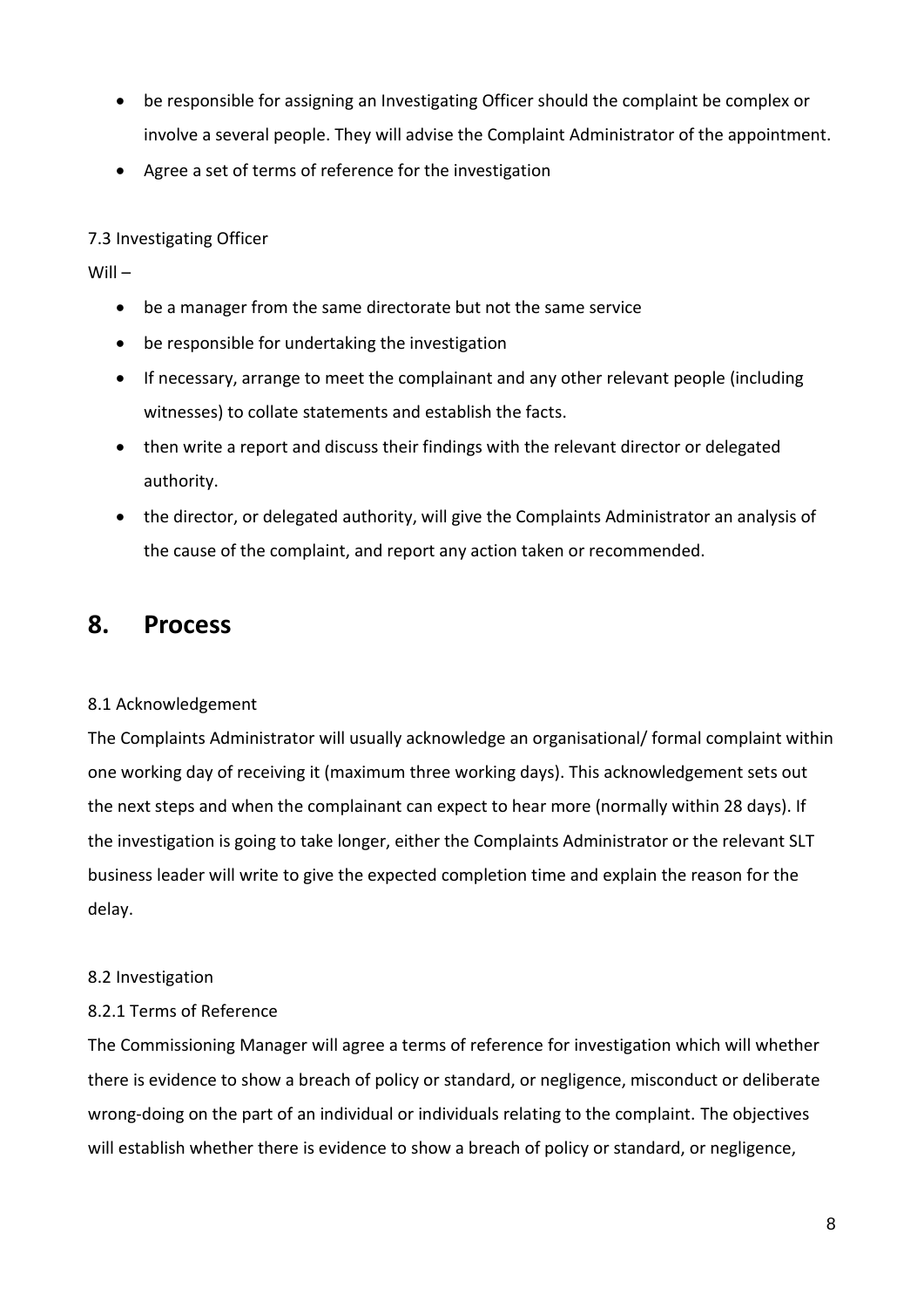- be responsible for assigning an Investigating Officer should the complaint be complex or involve a several people. They will advise the Complaint Administrator of the appointment.
- Agree a set of terms of reference for the investigation

7.3 Investigating Officer

Will –

- be a manager from the same directorate but not the same service
- be responsible for undertaking the investigation
- If necessary, arrange to meet the complainant and any other relevant people (including witnesses) to collate statements and establish the facts.
- then write a report and discuss their findings with the relevant director or delegated authority.
- the director, or delegated authority, will give the Complaints Administrator an analysis of the cause of the complaint, and report any action taken or recommended.

## 8. Process

8.1 Acknowledgement

The Complaints Administrator will usually acknowledge an organisational/ formal complaint within one working day of receiving it (maximum three working days). This acknowledgement sets out the next steps and when the complainant can expect to hear more (normally within 28 days). If the investigation is going to take longer, either the Complaints Administrator or the relevant SLT business leader will write to give the expected completion time and explain the reason for the delay.

8.2 Investigation

8.2.1 Terms of Reference

The Commissioning Manager will agree a terms of reference for investigation which will whether there is evidence to show a breach of policy or standard, or negligence, misconduct or deliberate wrong-doing on the part of an individual or individuals relating to the complaint. The objectives will establish whether there is evidence to show a breach of policy or standard, or negligence,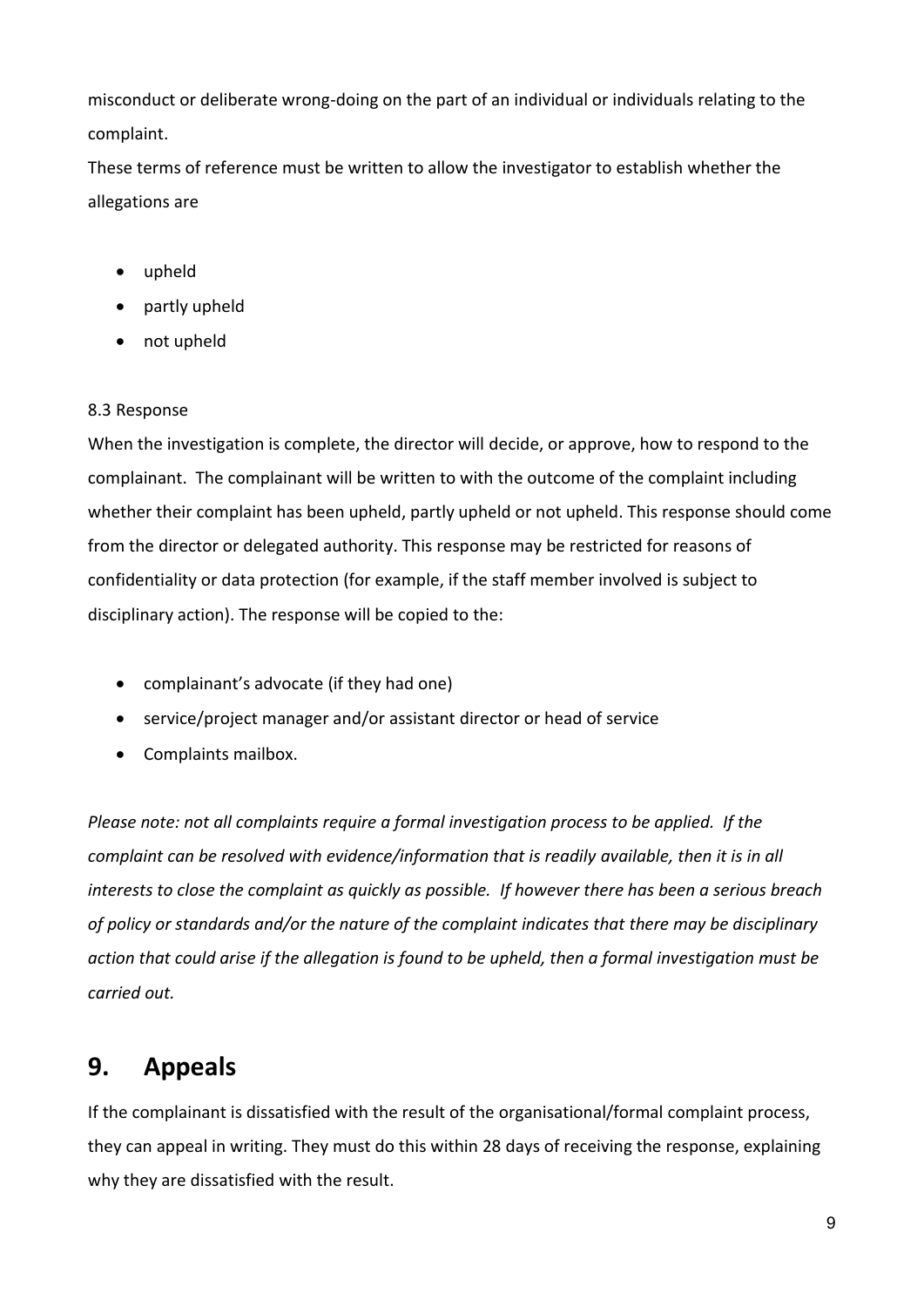misconduct or deliberate wrong-doing on the part of an individual or individuals relating to the complaint.

These terms of reference must be written to allow the investigator to establish whether the allegations are

- upheld
- partly upheld
- not upheld

8.3 Response

When the investigation is complete, the director will decide, or approve, how to respond to the complainant. The complainant will be written to with the outcome of the complaint including whether their complaint has been upheld, partly upheld or not upheld. This response should come from the director or delegated authority. This response may be restricted for reasons of confidentiality or data protection (for example, if the staff member involved is subject to disciplinary action). The response will be copied to the:

- complainant's advocate (if they had one)
- service/project manager and/or assistant director or head of service
- Complaints mailbox.

*Please note: not all complaints require a formal investigation process to be applied. If the complaint can be resolved with evidence/information that is readily available, then it is in all interests to close the complaint as quickly as possible. If however there has been a serious breach of policy or standards and/or the nature of the complaint indicates that there may be disciplinary action that could arise if the allegation is found to be upheld, then a formal investigation must be carried out.*

## 9. Appeals

If the complainant is dissatisfied with the result of the organisational/formal complaint process, they can appeal in writing. They must do this within 28 days of receiving the response, explaining why they are dissatisfied with the result.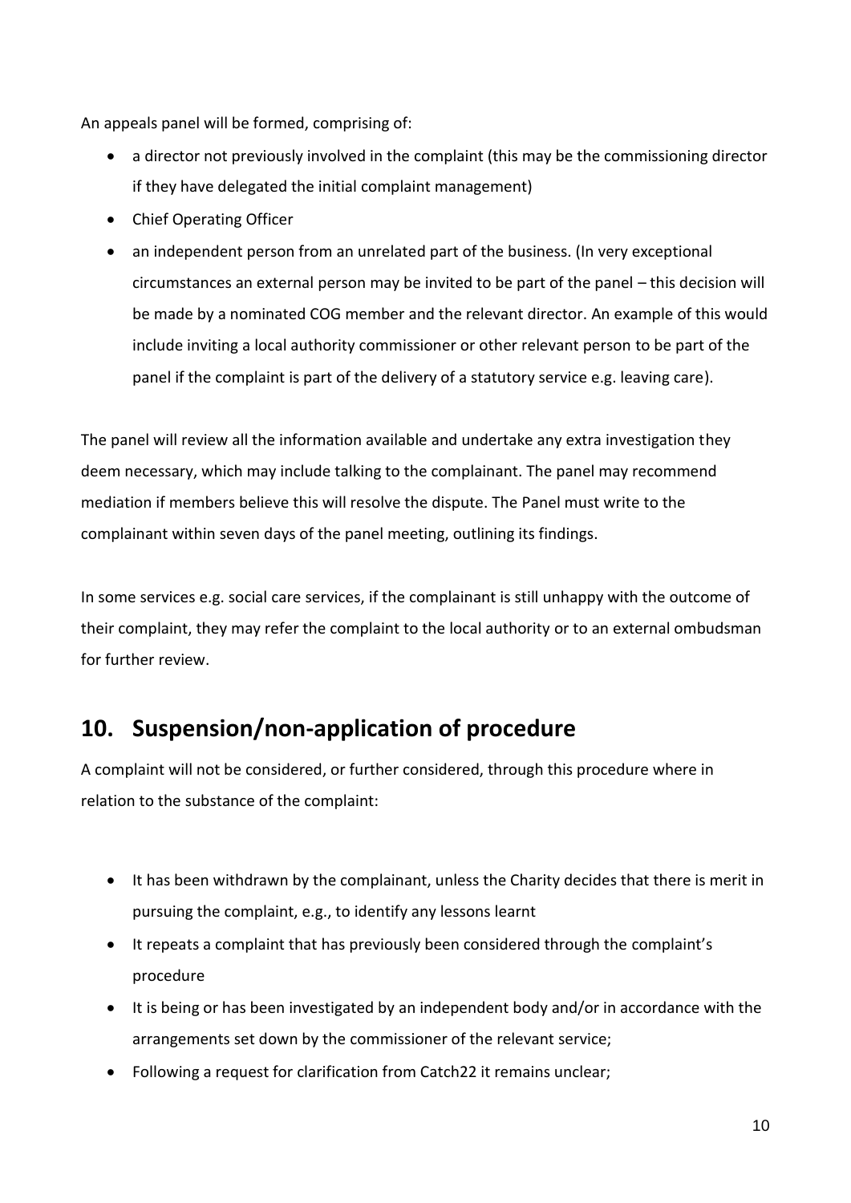An appeals panel will be formed, comprising of:

- a director not previously involved in the complaint (this may be the commissioning director if they have delegated the initial complaint management)
- Chief Operating Officer
- an independent person from an unrelated part of the business. (In very exceptional circumstances an external person may be invited to be part of the panel – this decision will be made by a nominated COG member and the relevant director. An example of this would include inviting a local authority commissioner or other relevant person to be part of the panel if the complaint is part of the delivery of a statutory service e.g. leaving care).

The panel will review all the information available and undertake any extra investigation they deem necessary, which may include talking to the complainant. The panel may recommend mediation if members believe this will resolve the dispute. The Panel must write to the complainant within seven days of the panel meeting, outlining its findings.

In some services e.g. social care services, if the complainant is still unhappy with the outcome of their complaint, they may refer the complaint to the local authority or to an external ombudsman for further review.

## 10. Suspension/non-application of procedure

A complaint will not be considered, or further considered, through this procedure where in relation to the substance of the complaint:

- It has been withdrawn by the complainant, unless the Charity decides that there is merit in pursuing the complaint, e.g., to identify any lessons learnt
- It repeats a complaint that has previously been considered through the complaint's procedure
- It is being or has been investigated by an independent body and/or in accordance with the arrangements set down by the commissioner of the relevant service;
- Following a request for clarification from Catch22 it remains unclear;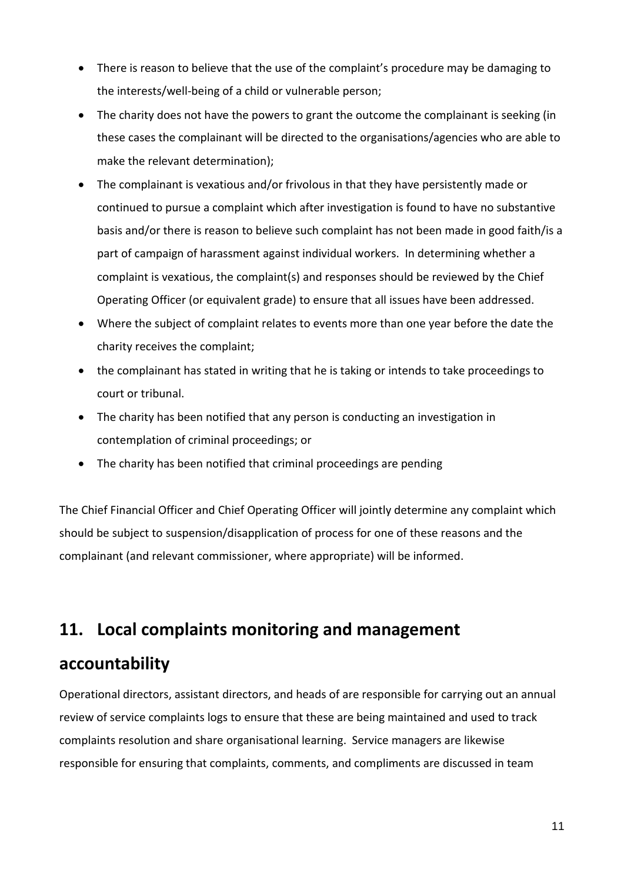- There is reason to believe that the use of the complaint's procedure may be damaging to the interests/well-being of a child or vulnerable person;
- The charity does not have the powers to grant the outcome the complainant is seeking (in these cases the complainant will be directed to the organisations/agencies who are able to make the relevant determination);
- The complainant is vexatious and/or frivolous in that they have persistently made or continued to pursue a complaint which after investigation is found to have no substantive basis and/or there is reason to believe such complaint has not been made in good faith/is a part of campaign of harassment against individual workers. In determining whether a complaint is vexatious, the complaint(s) and responses should be reviewed by the Chief Operating Officer (or equivalent grade) to ensure that all issues have been addressed.
- Where the subject of complaint relates to events more than one year before the date the charity receives the complaint;
- the complainant has stated in writing that he is taking or intends to take proceedings to court or tribunal.
- The charity has been notified that any person is conducting an investigation in contemplation of criminal proceedings; or
- The charity has been notified that criminal proceedings are pending

The Chief Financial Officer and Chief Operating Officer will jointly determine any complaint which should be subject to suspension/disapplication of process for one of these reasons and the complainant (and relevant commissioner, where appropriate) will be informed.

## 11. Local complaints monitoring and management accountability

Operational directors, assistant directors, and heads of are responsible for carrying out an annual review of service complaints logs to ensure that these are being maintained and used to track complaints resolution and share organisational learning. Service managers are likewise responsible for ensuring that complaints, comments, and compliments are discussed in team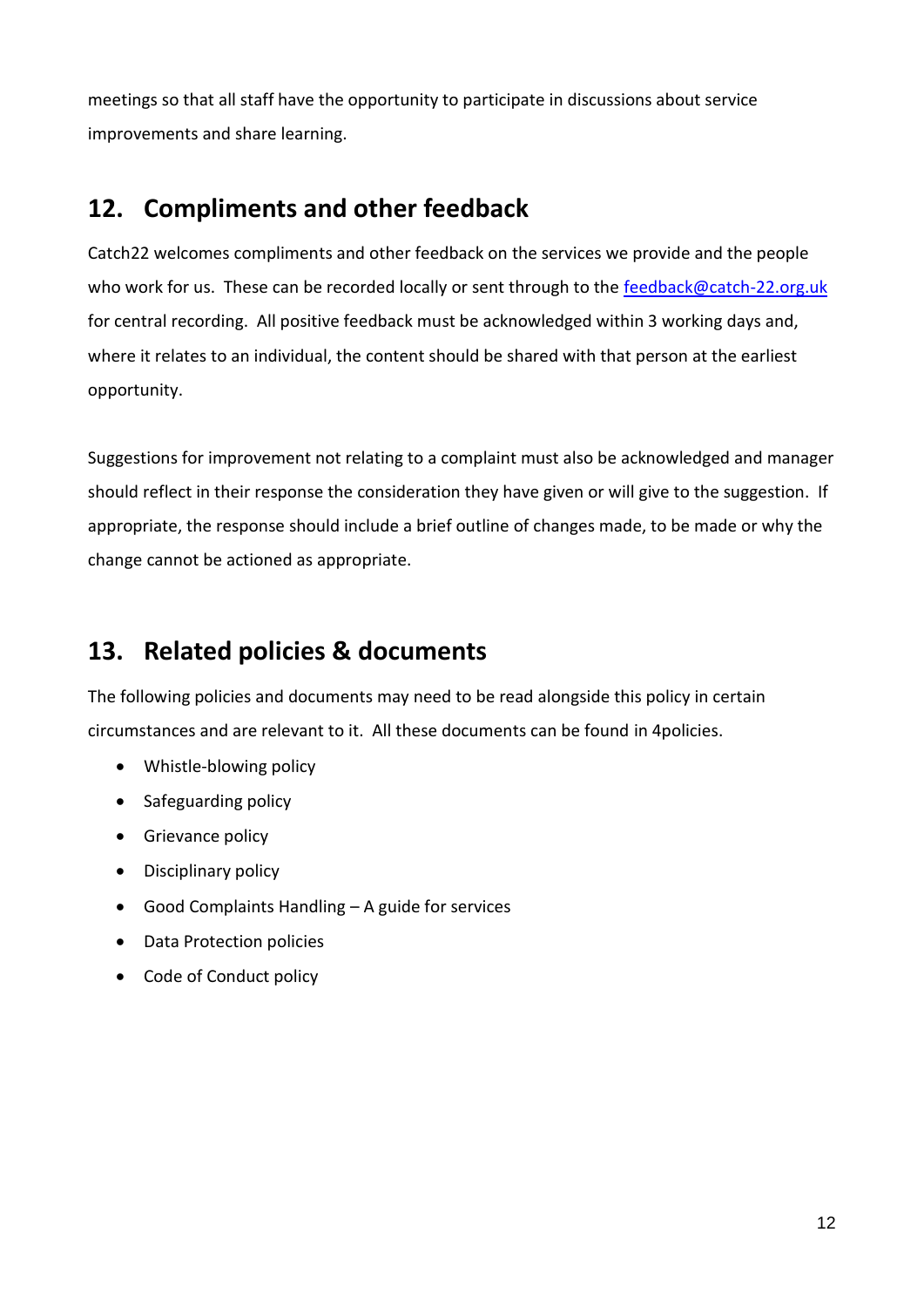meetings so that all staff have the opportunity to participate in discussions about service improvements and share learning.

## 12. Compliments and other feedback

Catch22 welcomes compliments and other feedback on the services we provide and the people who work for us. These can be recorded locally or sent through to the feedback@catch-22.org.uk for central recording. All positive feedback must be acknowledged within 3 working days and, where it relates to an individual, the content should be shared with that person at the earliest opportunity.

Suggestions for improvement not relating to a complaint must also be acknowledged and manager should reflect in their response the consideration they have given or will give to the suggestion. If appropriate, the response should include a brief outline of changes made, to be made or why the change cannot be actioned as appropriate.

## 13. Related policies & documents

The following policies and documents may need to be read alongside this policy in certain circumstances and are relevant to it. All these documents can be found in 4policies.

- Whistle-blowing policy
- Safeguarding policy
- Grievance policy
- Disciplinary policy
- Good Complaints Handling – A guide for services
- Data Protection policies
- Code of Conduct policy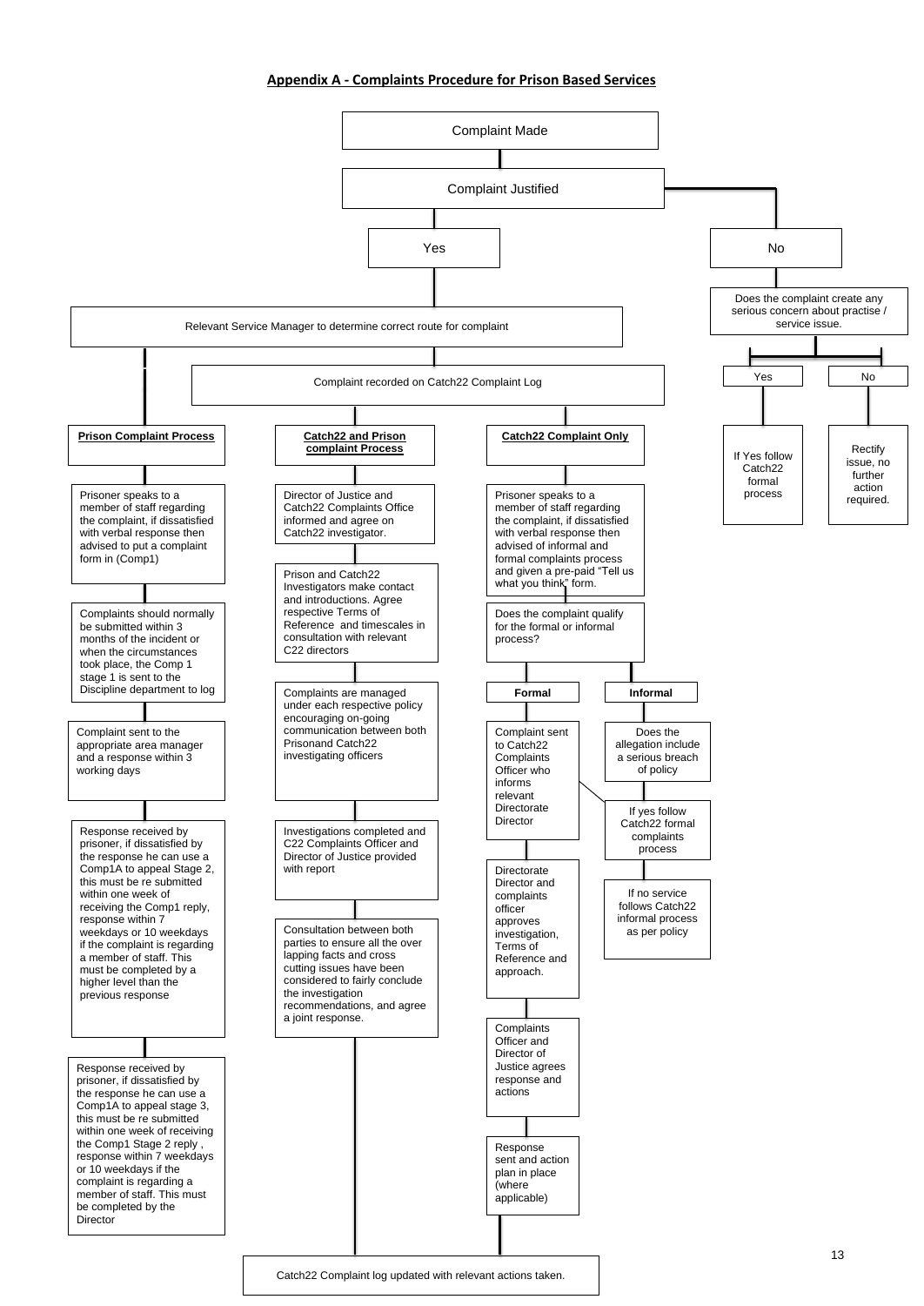## Appendix A - Complaints Procedure for Prison Based Services

Complaint Made

Complaint Justified

**Yes**

Relevant Service Manager to determine correct route for complaint

Complaint recorded on Catch22 Complaint Log

**Prison Complaint Process**

- Prisoner speaks to a member of staff regarding the complaint, if dissatisfied with verbal response then advised to put a complaint form in (Comp1)
- Complaints should normally be submitted within 3 months of the incident or when the circumstances took place, the Comp 1 stage 1 is sent to the Discipline department to log
- Complaint sent to the appropriate area manager and a response within 3 working days
- Response received by prisoner, if dissatisfied by the response he can use a Comp1A to appeal Stage 2, this must be re submitted within one week of receiving the Comp1 reply, response within 7 weekdays or 10 weekdays if the complaint is regarding a member of staff. This must be completed by a higher level than the previous response
- Response received by prisoner, if dissatisfied by the response he can use a Comp1A to appeal stage 3, this must be re submitted within one week of receiving the Comp1 Stage 2 reply , response within 7 weekdays or 10 weekdays if the complaint is regarding a member of staff. This must be completed by the Director

**Catch22 and Prison complaint Process**

- Director of Justice and Catch22 Complaints Office informed and agree on Catch22 investigator.
- Prison and Catch22 Investigators make contact and introductions. Agree respective Terms of Reference and timescales in consultation with relevant C22 directors
- Complaints are managed under each respective policy encouraging on-going communication between both Prisonand Catch22 investigating officers
- Investigations completed and C22 Complaints Officer and Director of Justice provided with report
- Consultation between both parties to ensure all the over lapping facts and cross cutting issues have been considered to fairly conclude the investigation recommendations, and agree a joint response.

**Catch22 Complaint Only**

- Prisoner speaks to a member of staff regarding the complaint, if dissatisfied with verbal response then advised of informal and formal complaints process and given a pre-paid "Tell us what you think" form.
- Does the complaint qualify for the formal or informal process?

**Formal**

- Complaint sent to Catch22 Complaints Officer who informs relevant Directorate Director
- Directorate Director and complaints officer approves investigation, Terms of Reference and approach.
- Complaints Officer and Director of Justice agrees response and actions
- Response sent and action plan in place (where applicable)

**Informal**

- Does the allegation include a serious breach of policy
- If yes follow Catch22 formal complaints process
- If no service follows Catch22 informal process as per policy

**No**

Does the complaint create any serious concern about practise / service issue.

- Yes: If Yes follow Catch22 formal process
- No: Rectify issue, no further action required.

Catch22 Complaint log updated with relevant actions taken.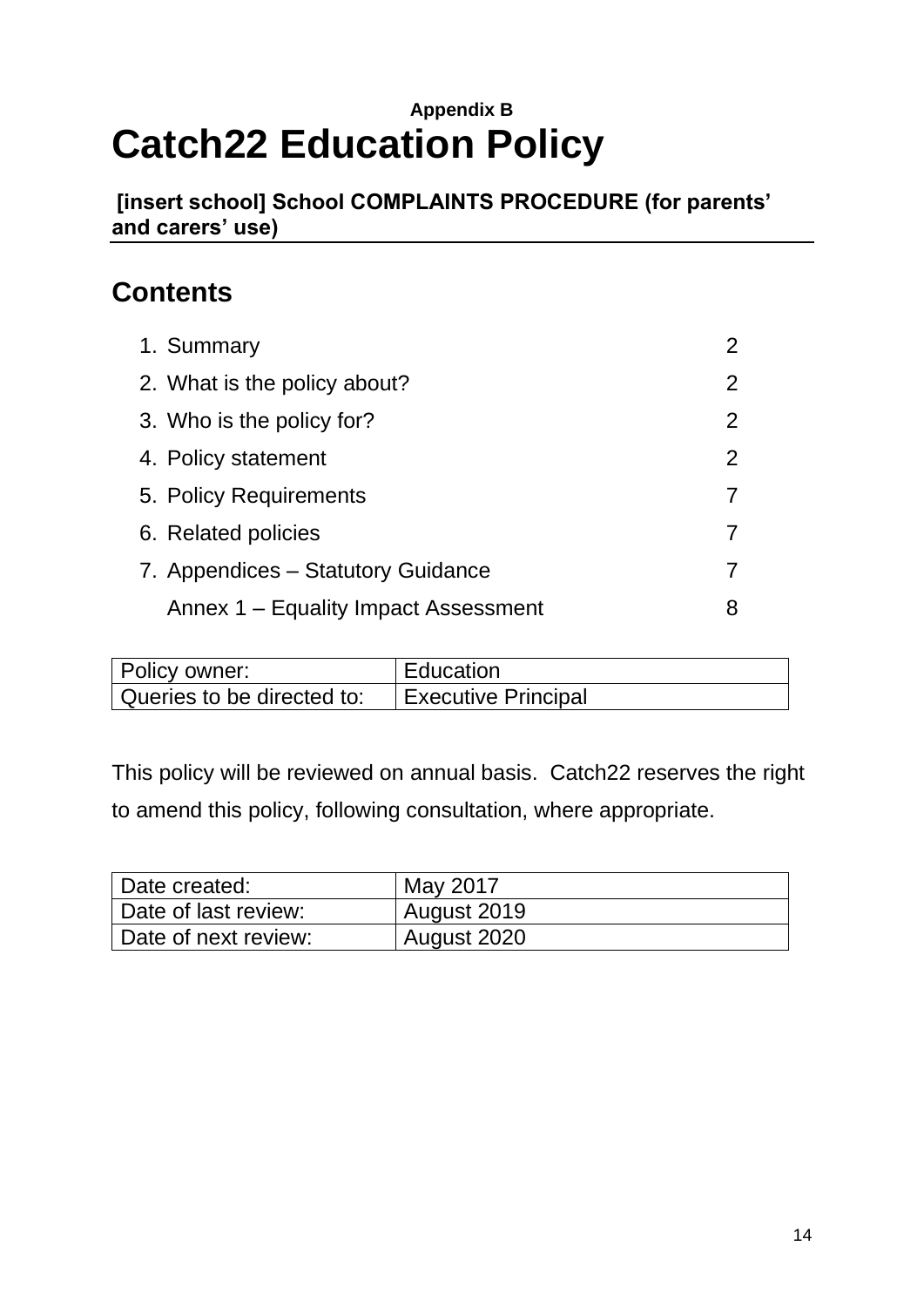**Appendix B**

# Catch22 Education Policy

**[insert school] School COMPLAINTS PROCEDURE (for parents' and carers' use)**

## Contents

1. Summary 2
2. What is the policy about? 2
3. Who is the policy for? 2
4. Policy statement 2
5. Policy Requirements 7
6. Related policies 7
7. Appendices – Statutory Guidance 7

   Annex 1 – Equality Impact Assessment 8

| Policy owner: | Education |
|---|---|
| Queries to be directed to: | Executive Principal |

This policy will be reviewed on annual basis. Catch22 reserves the right to amend this policy, following consultation, where appropriate.

| Date created: | May 2017 |
|---|---|
| Date of last review: | August 2019 |
| Date of next review: | August 2020 |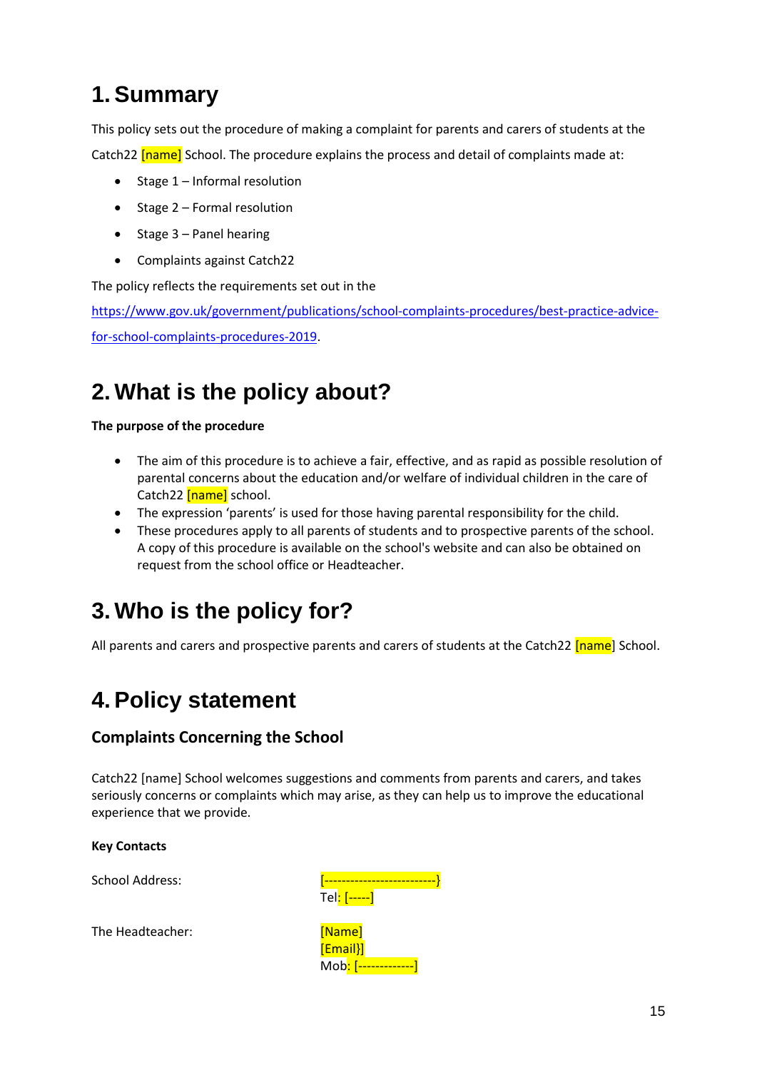# 1. Summary

This policy sets out the procedure of making a complaint for parents and carers of students at the Catch22 [name] School. The procedure explains the process and detail of complaints made at:

- Stage 1 – Informal resolution
- Stage 2 – Formal resolution
- Stage 3 – Panel hearing
- Complaints against Catch22

The policy reflects the requirements set out in the https://www.gov.uk/government/publications/school-complaints-procedures/best-practice-advice-for-school-complaints-procedures-2019.

# 2. What is the policy about?

**The purpose of the procedure**

- The aim of this procedure is to achieve a fair, effective, and as rapid as possible resolution of parental concerns about the education and/or welfare of individual children in the care of Catch22 [name] school.
- The expression 'parents' is used for those having parental responsibility for the child.
- These procedures apply to all parents of students and to prospective parents of the school. A copy of this procedure is available on the school's website and can also be obtained on request from the school office or Headteacher.

# 3. Who is the policy for?

All parents and carers and prospective parents and carers of students at the Catch22 [name] School.

# 4. Policy statement

## Complaints Concerning the School

Catch22 [name] School welcomes suggestions and comments from parents and carers, and takes seriously concerns or complaints which may arise, as they can help us to improve the educational experience that we provide.

**Key Contacts**

| | |
|---|---|
| School Address: | [--------------------------}<br>Tel: [-----] |
| The Headteacher: | [Name]<br>[Email}]<br>Mob: [-------------] |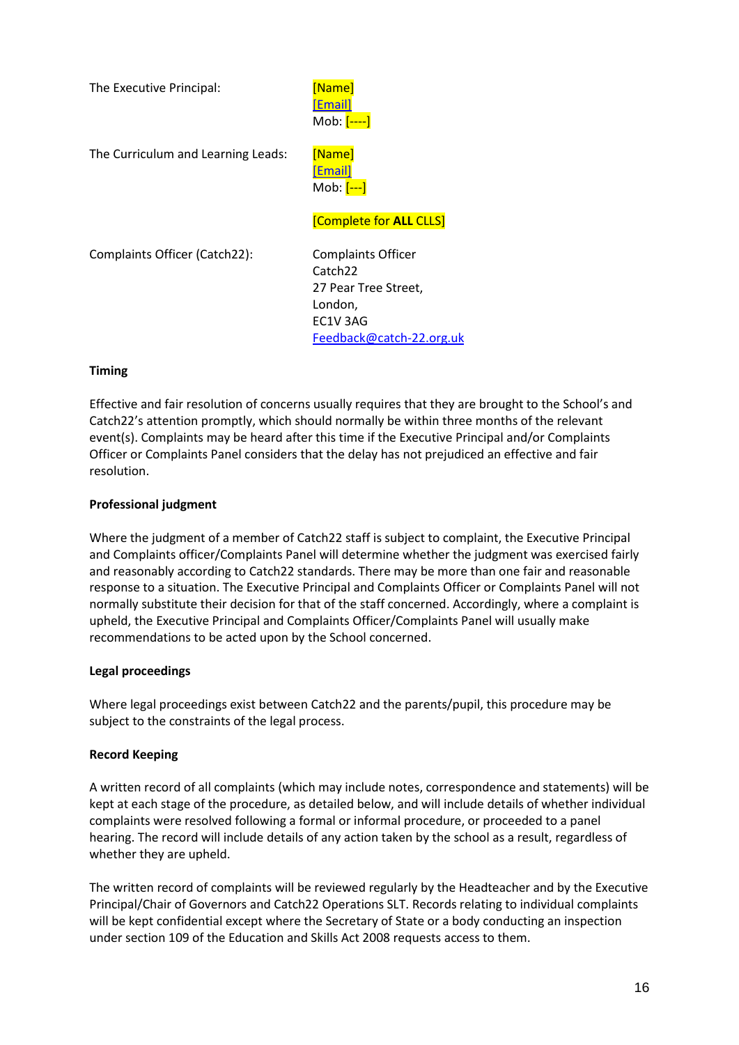| | |
|---|---|
| The Executive Principal: | [Name]<br>[Email]<br>Mob: [----] |
| The Curriculum and Learning Leads: | [Name]<br>[Email]<br>Mob: [---]<br><br>[Complete for **ALL** CLLS] |
| Complaints Officer (Catch22): | Complaints Officer<br>Catch22<br>27 Pear Tree Street,<br>London,<br>EC1V 3AG<br>Feedback@catch-22.org.uk |

**Timing**

Effective and fair resolution of concerns usually requires that they are brought to the School's and Catch22's attention promptly, which should normally be within three months of the relevant event(s). Complaints may be heard after this time if the Executive Principal and/or Complaints Officer or Complaints Panel considers that the delay has not prejudiced an effective and fair resolution.

**Professional judgment**

Where the judgment of a member of Catch22 staff is subject to complaint, the Executive Principal and Complaints officer/Complaints Panel will determine whether the judgment was exercised fairly and reasonably according to Catch22 standards. There may be more than one fair and reasonable response to a situation. The Executive Principal and Complaints Officer or Complaints Panel will not normally substitute their decision for that of the staff concerned. Accordingly, where a complaint is upheld, the Executive Principal and Complaints Officer/Complaints Panel will usually make recommendations to be acted upon by the School concerned.

**Legal proceedings**

Where legal proceedings exist between Catch22 and the parents/pupil, this procedure may be subject to the constraints of the legal process.

**Record Keeping**

A written record of all complaints (which may include notes, correspondence and statements) will be kept at each stage of the procedure, as detailed below, and will include details of whether individual complaints were resolved following a formal or informal procedure, or proceeded to a panel hearing. The record will include details of any action taken by the school as a result, regardless of whether they are upheld.

The written record of complaints will be reviewed regularly by the Headteacher and by the Executive Principal/Chair of Governors and Catch22 Operations SLT. Records relating to individual complaints will be kept confidential except where the Secretary of State or a body conducting an inspection under section 109 of the Education and Skills Act 2008 requests access to them.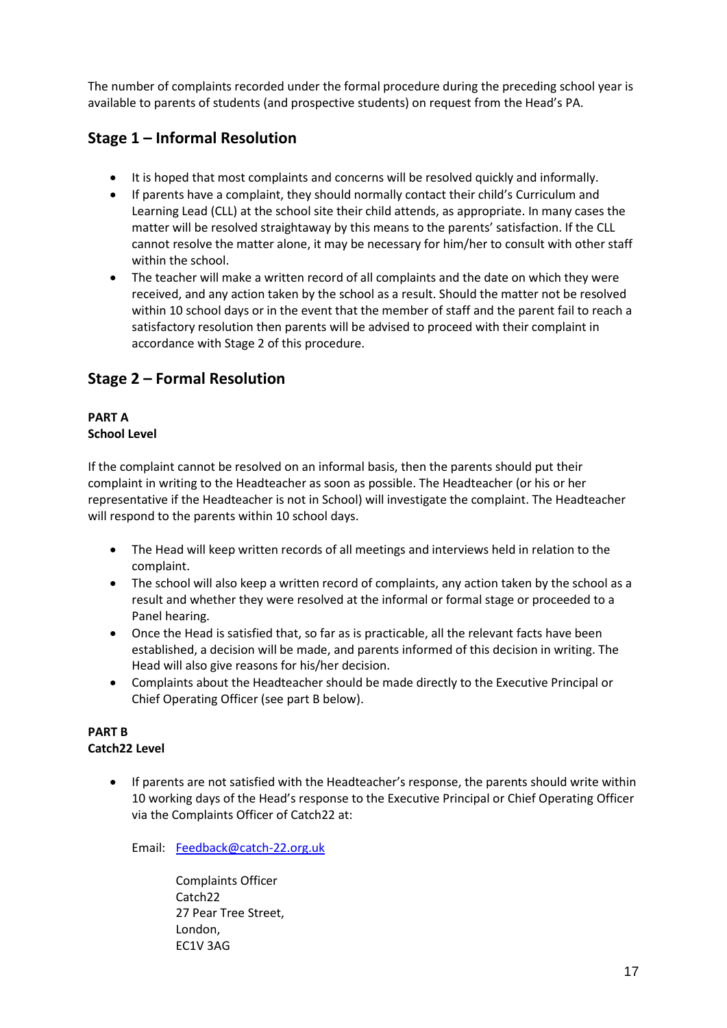The number of complaints recorded under the formal procedure during the preceding school year is available to parents of students (and prospective students) on request from the Head's PA.

## Stage 1 – Informal Resolution

- It is hoped that most complaints and concerns will be resolved quickly and informally.
- If parents have a complaint, they should normally contact their child's Curriculum and Learning Lead (CLL) at the school site their child attends, as appropriate. In many cases the matter will be resolved straightaway by this means to the parents' satisfaction. If the CLL cannot resolve the matter alone, it may be necessary for him/her to consult with other staff within the school.
- The teacher will make a written record of all complaints and the date on which they were received, and any action taken by the school as a result. Should the matter not be resolved within 10 school days or in the event that the member of staff and the parent fail to reach a satisfactory resolution then parents will be advised to proceed with their complaint in accordance with Stage 2 of this procedure.

## Stage 2 – Formal Resolution

**PART A**
**School Level**

If the complaint cannot be resolved on an informal basis, then the parents should put their complaint in writing to the Headteacher as soon as possible. The Headteacher (or his or her representative if the Headteacher is not in School) will investigate the complaint. The Headteacher will respond to the parents within 10 school days.

- The Head will keep written records of all meetings and interviews held in relation to the complaint.
- The school will also keep a written record of complaints, any action taken by the school as a result and whether they were resolved at the informal or formal stage or proceeded to a Panel hearing.
- Once the Head is satisfied that, so far as is practicable, all the relevant facts have been established, a decision will be made, and parents informed of this decision in writing. The Head will also give reasons for his/her decision.
- Complaints about the Headteacher should be made directly to the Executive Principal or Chief Operating Officer (see part B below).

**PART B**
**Catch22 Level**

- If parents are not satisfied with the Headteacher's response, the parents should write within 10 working days of the Head's response to the Executive Principal or Chief Operating Officer via the Complaints Officer of Catch22 at:

  Email: Feedback@catch-22.org.uk

  Complaints Officer
  Catch22
  27 Pear Tree Street,
  London,
  EC1V 3AG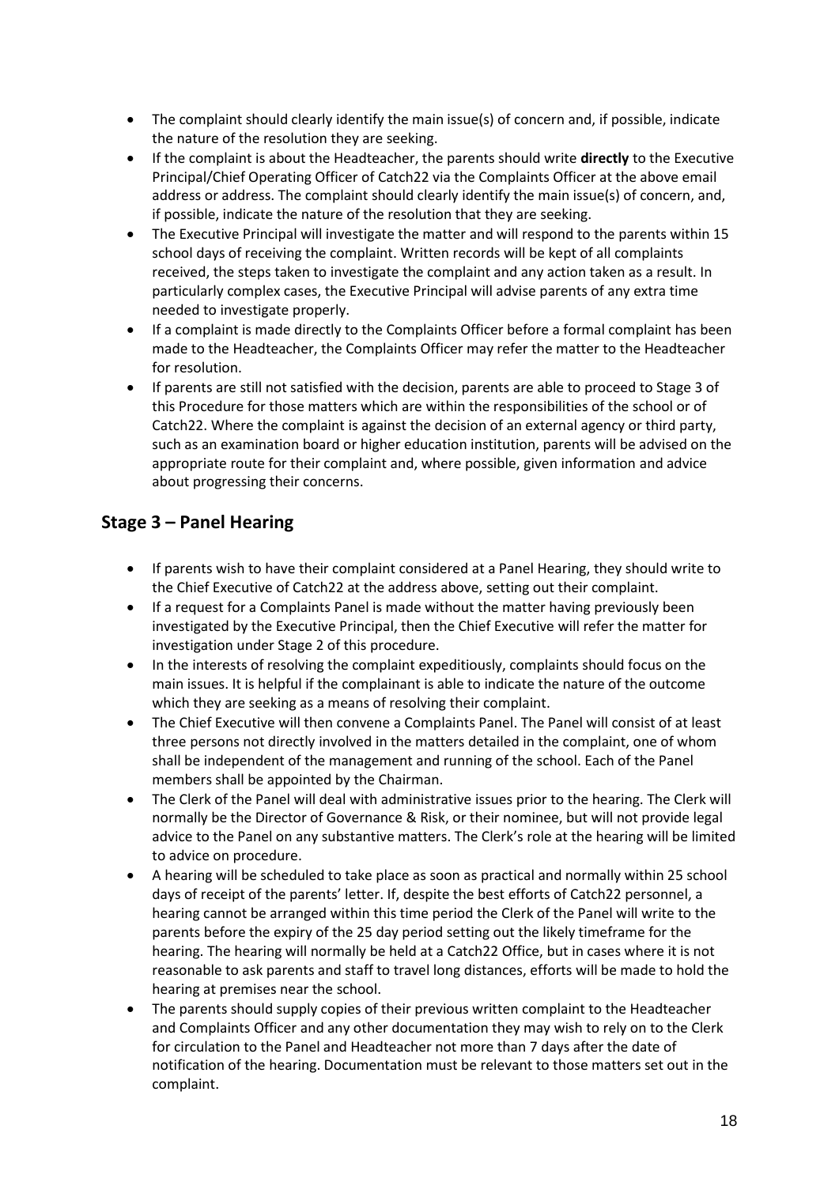- The complaint should clearly identify the main issue(s) of concern and, if possible, indicate the nature of the resolution they are seeking.
- If the complaint is about the Headteacher, the parents should write **directly** to the Executive Principal/Chief Operating Officer of Catch22 via the Complaints Officer at the above email address or address. The complaint should clearly identify the main issue(s) of concern, and, if possible, indicate the nature of the resolution that they are seeking.
- The Executive Principal will investigate the matter and will respond to the parents within 15 school days of receiving the complaint. Written records will be kept of all complaints received, the steps taken to investigate the complaint and any action taken as a result. In particularly complex cases, the Executive Principal will advise parents of any extra time needed to investigate properly.
- If a complaint is made directly to the Complaints Officer before a formal complaint has been made to the Headteacher, the Complaints Officer may refer the matter to the Headteacher for resolution.
- If parents are still not satisfied with the decision, parents are able to proceed to Stage 3 of this Procedure for those matters which are within the responsibilities of the school or of Catch22. Where the complaint is against the decision of an external agency or third party, such as an examination board or higher education institution, parents will be advised on the appropriate route for their complaint and, where possible, given information and advice about progressing their concerns.

## Stage 3 – Panel Hearing

- If parents wish to have their complaint considered at a Panel Hearing, they should write to the Chief Executive of Catch22 at the address above, setting out their complaint.
- If a request for a Complaints Panel is made without the matter having previously been investigated by the Executive Principal, then the Chief Executive will refer the matter for investigation under Stage 2 of this procedure.
- In the interests of resolving the complaint expeditiously, complaints should focus on the main issues. It is helpful if the complainant is able to indicate the nature of the outcome which they are seeking as a means of resolving their complaint.
- The Chief Executive will then convene a Complaints Panel. The Panel will consist of at least three persons not directly involved in the matters detailed in the complaint, one of whom shall be independent of the management and running of the school. Each of the Panel members shall be appointed by the Chairman.
- The Clerk of the Panel will deal with administrative issues prior to the hearing. The Clerk will normally be the Director of Governance & Risk, or their nominee, but will not provide legal advice to the Panel on any substantive matters. The Clerk's role at the hearing will be limited to advice on procedure.
- A hearing will be scheduled to take place as soon as practical and normally within 25 school days of receipt of the parents' letter. If, despite the best efforts of Catch22 personnel, a hearing cannot be arranged within this time period the Clerk of the Panel will write to the parents before the expiry of the 25 day period setting out the likely timeframe for the hearing. The hearing will normally be held at a Catch22 Office, but in cases where it is not reasonable to ask parents and staff to travel long distances, efforts will be made to hold the hearing at premises near the school.
- The parents should supply copies of their previous written complaint to the Headteacher and Complaints Officer and any other documentation they may wish to rely on to the Clerk for circulation to the Panel and Headteacher not more than 7 days after the date of notification of the hearing. Documentation must be relevant to those matters set out in the complaint.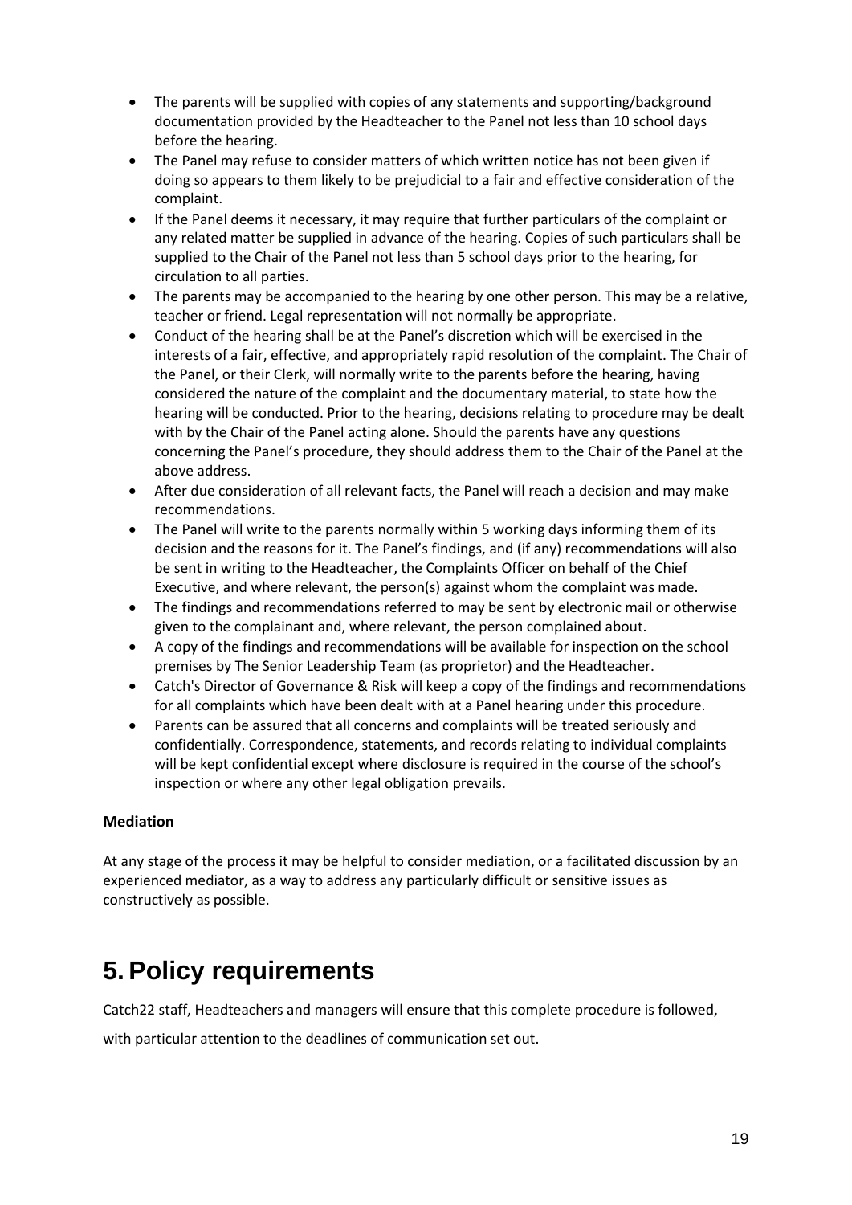- The parents will be supplied with copies of any statements and supporting/background documentation provided by the Headteacher to the Panel not less than 10 school days before the hearing.
- The Panel may refuse to consider matters of which written notice has not been given if doing so appears to them likely to be prejudicial to a fair and effective consideration of the complaint.
- If the Panel deems it necessary, it may require that further particulars of the complaint or any related matter be supplied in advance of the hearing. Copies of such particulars shall be supplied to the Chair of the Panel not less than 5 school days prior to the hearing, for circulation to all parties.
- The parents may be accompanied to the hearing by one other person. This may be a relative, teacher or friend. Legal representation will not normally be appropriate.
- Conduct of the hearing shall be at the Panel's discretion which will be exercised in the interests of a fair, effective, and appropriately rapid resolution of the complaint. The Chair of the Panel, or their Clerk, will normally write to the parents before the hearing, having considered the nature of the complaint and the documentary material, to state how the hearing will be conducted. Prior to the hearing, decisions relating to procedure may be dealt with by the Chair of the Panel acting alone. Should the parents have any questions concerning the Panel's procedure, they should address them to the Chair of the Panel at the above address.
- After due consideration of all relevant facts, the Panel will reach a decision and may make recommendations.
- The Panel will write to the parents normally within 5 working days informing them of its decision and the reasons for it. The Panel's findings, and (if any) recommendations will also be sent in writing to the Headteacher, the Complaints Officer on behalf of the Chief Executive, and where relevant, the person(s) against whom the complaint was made.
- The findings and recommendations referred to may be sent by electronic mail or otherwise given to the complainant and, where relevant, the person complained about.
- A copy of the findings and recommendations will be available for inspection on the school premises by The Senior Leadership Team (as proprietor) and the Headteacher.
- Catch's Director of Governance & Risk will keep a copy of the findings and recommendations for all complaints which have been dealt with at a Panel hearing under this procedure.
- Parents can be assured that all concerns and complaints will be treated seriously and confidentially. Correspondence, statements, and records relating to individual complaints will be kept confidential except where disclosure is required in the course of the school's inspection or where any other legal obligation prevails.

**Mediation**

At any stage of the process it may be helpful to consider mediation, or a facilitated discussion by an experienced mediator, as a way to address any particularly difficult or sensitive issues as constructively as possible.

# 5. Policy requirements

Catch22 staff, Headteachers and managers will ensure that this complete procedure is followed, with particular attention to the deadlines of communication set out.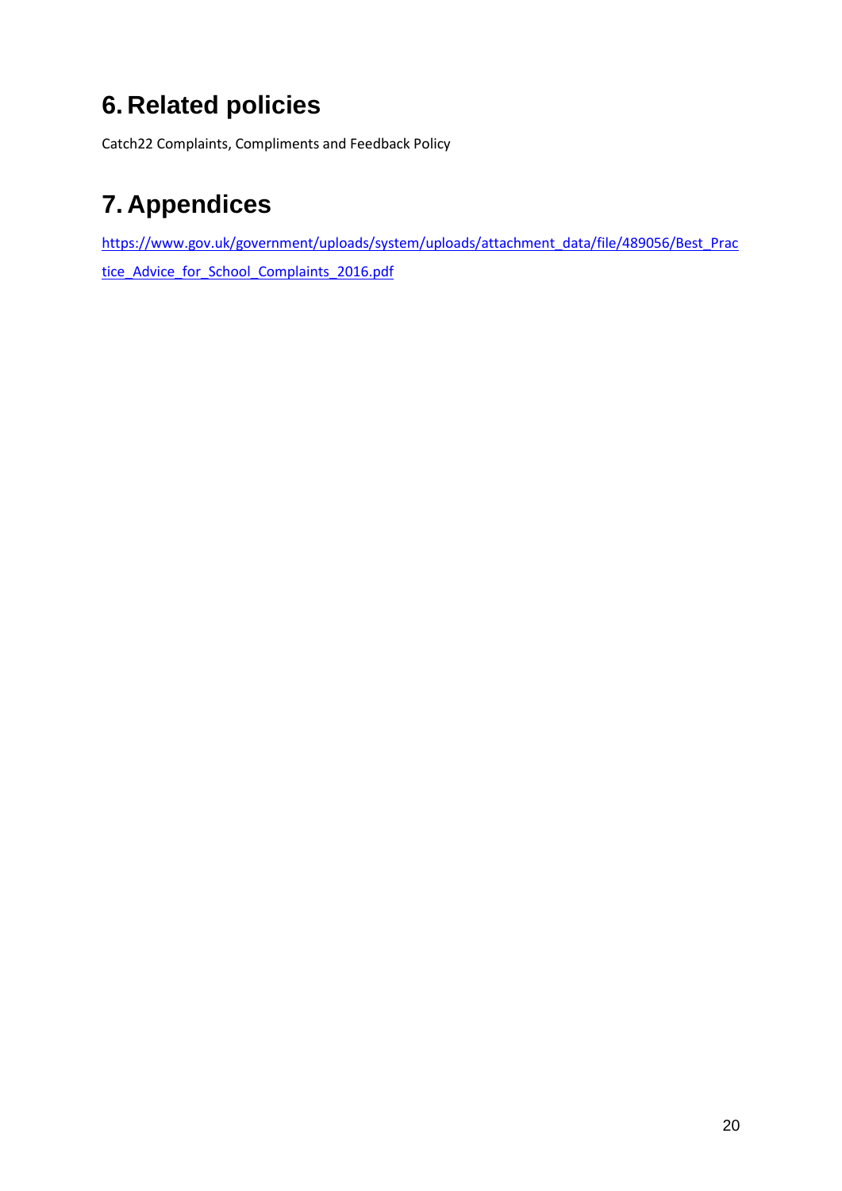# 6. Related policies

Catch22 Complaints, Compliments and Feedback Policy

# 7. Appendices

https://www.gov.uk/government/uploads/system/uploads/attachment_data/file/489056/Best_Practice_Advice_for_School_Complaints_2016.pdf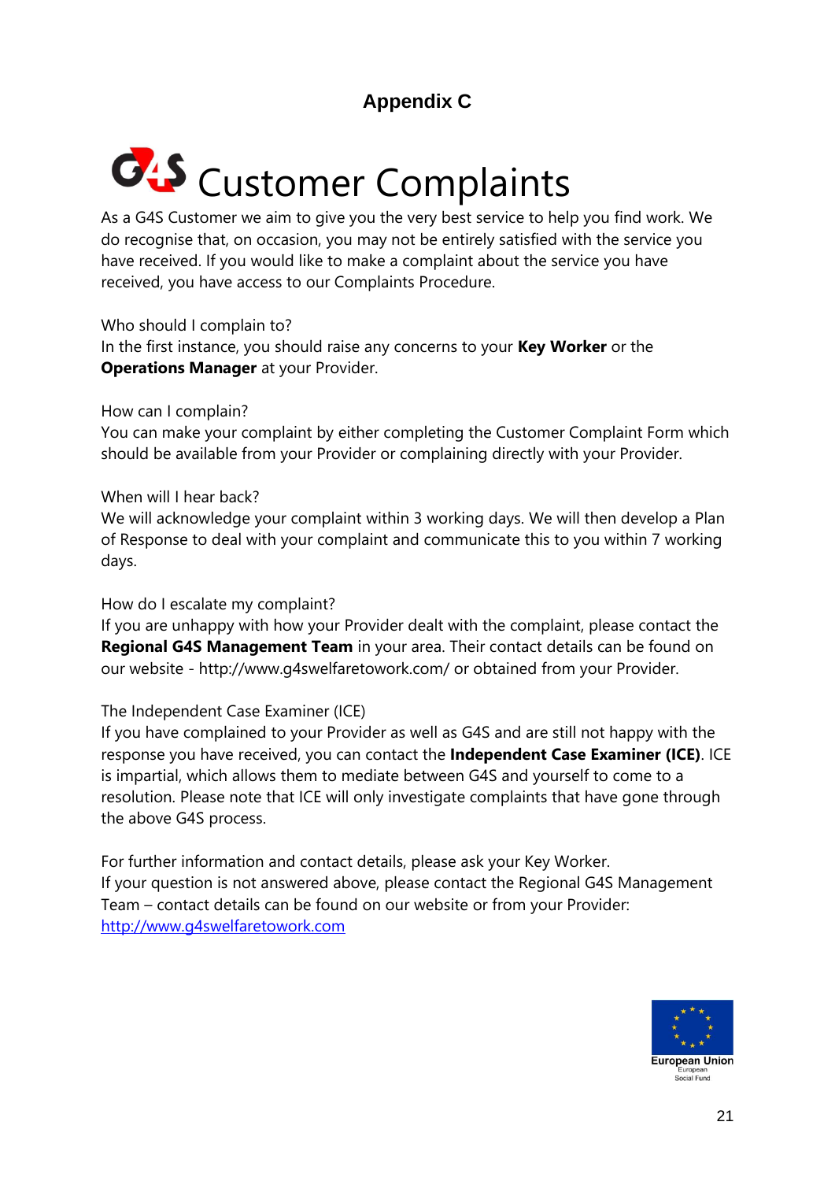## Appendix C

# G4S Customer Complaints

As a G4S Customer we aim to give you the very best service to help you find work. We do recognise that, on occasion, you may not be entirely satisfied with the service you have received. If you would like to make a complaint about the service you have received, you have access to our Complaints Procedure.

Who should I complain to?
In the first instance, you should raise any concerns to your **Key Worker** or the **Operations Manager** at your Provider.

How can I complain?
You can make your complaint by either completing the Customer Complaint Form which should be available from your Provider or complaining directly with your Provider.

When will I hear back?
We will acknowledge your complaint within 3 working days. We will then develop a Plan of Response to deal with your complaint and communicate this to you within 7 working days.

How do I escalate my complaint?
If you are unhappy with how your Provider dealt with the complaint, please contact the **Regional G4S Management Team** in your area. Their contact details can be found on our website - http://www.g4swelfaretowork.com/ or obtained from your Provider.

The Independent Case Examiner (ICE)
If you have complained to your Provider as well as G4S and are still not happy with the response you have received, you can contact the **Independent Case Examiner (ICE)**. ICE is impartial, which allows them to mediate between G4S and yourself to come to a resolution. Please note that ICE will only investigate complaints that have gone through the above G4S process.

For further information and contact details, please ask your Key Worker.
If your question is not answered above, please contact the Regional G4S Management Team – contact details can be found on our website or from your Provider:
[http://www.g4swelfaretowork.com](http://www.g4swelfaretowork.com)

European Union
European Social Fund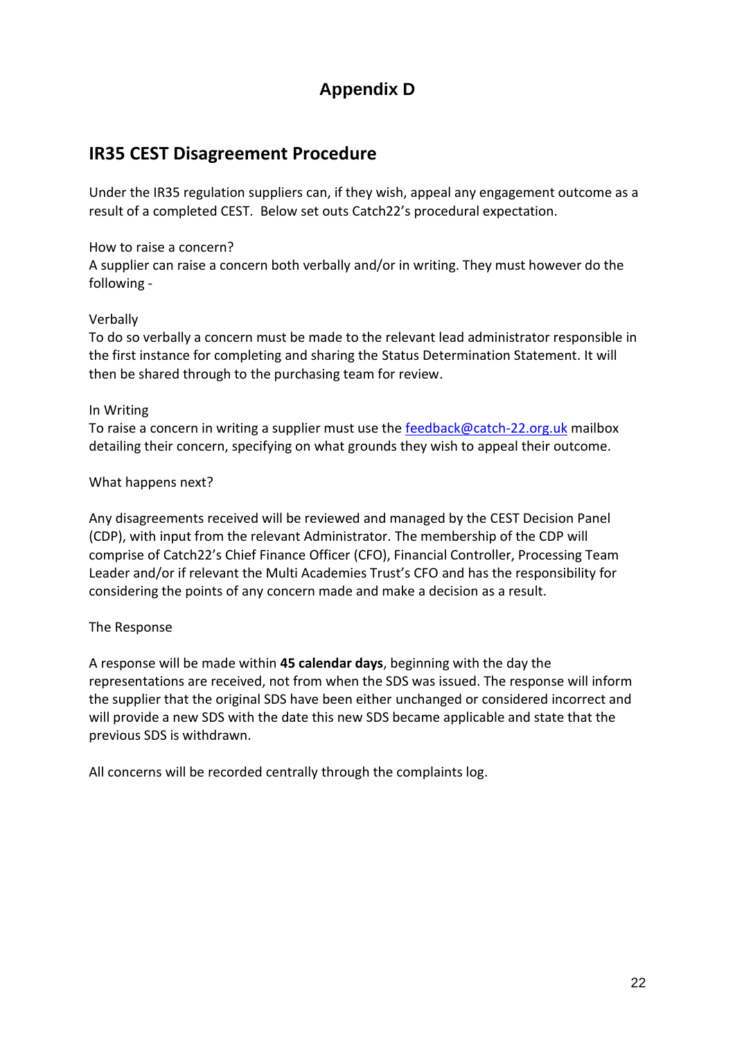# Appendix D

## IR35 CEST Disagreement Procedure

Under the IR35 regulation suppliers can, if they wish, appeal any engagement outcome as a result of a completed CEST. Below set outs Catch22's procedural expectation.

How to raise a concern?

A supplier can raise a concern both verbally and/or in writing. They must however do the following -

Verbally

To do so verbally a concern must be made to the relevant lead administrator responsible in the first instance for completing and sharing the Status Determination Statement. It will then be shared through to the purchasing team for review.

In Writing

To raise a concern in writing a supplier must use the feedback@catch-22.org.uk mailbox detailing their concern, specifying on what grounds they wish to appeal their outcome.

What happens next?

Any disagreements received will be reviewed and managed by the CEST Decision Panel (CDP), with input from the relevant Administrator. The membership of the CDP will comprise of Catch22's Chief Finance Officer (CFO), Financial Controller, Processing Team Leader and/or if relevant the Multi Academies Trust's CFO and has the responsibility for considering the points of any concern made and make a decision as a result.

The Response

A response will be made within **45 calendar days**, beginning with the day the representations are received, not from when the SDS was issued. The response will inform the supplier that the original SDS have been either unchanged or considered incorrect and will provide a new SDS with the date this new SDS became applicable and state that the previous SDS is withdrawn.

All concerns will be recorded centrally through the complaints log.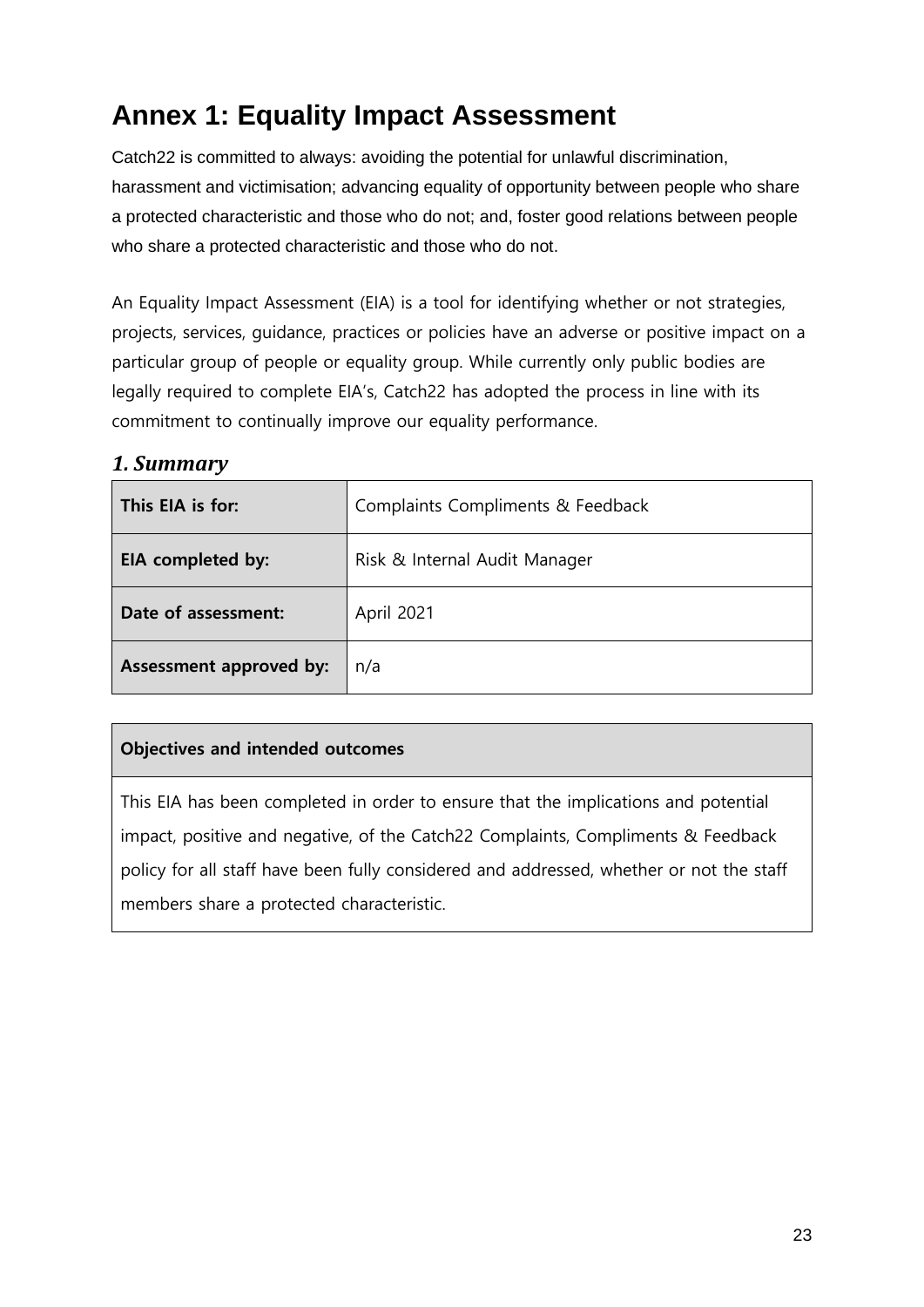# Annex 1: Equality Impact Assessment

Catch22 is committed to always: avoiding the potential for unlawful discrimination, harassment and victimisation; advancing equality of opportunity between people who share a protected characteristic and those who do not; and, foster good relations between people who share a protected characteristic and those who do not.

An Equality Impact Assessment (EIA) is a tool for identifying whether or not strategies, projects, services, guidance, practices or policies have an adverse or positive impact on a particular group of people or equality group. While currently only public bodies are legally required to complete EIA's, Catch22 has adopted the process in line with its commitment to continually improve our equality performance.

## *1. Summary*

| **This EIA is for:** | Complaints Compliments & Feedback |
|---|---|
| **EIA completed by:** | Risk & Internal Audit Manager |
| **Date of assessment:** | April 2021 |
| **Assessment approved by:** | n/a |

| **Objectives and intended outcomes** |
|---|
| This EIA has been completed in order to ensure that the implications and potential impact, positive and negative, of the Catch22 Complaints, Compliments & Feedback policy for all staff have been fully considered and addressed, whether or not the staff members share a protected characteristic. |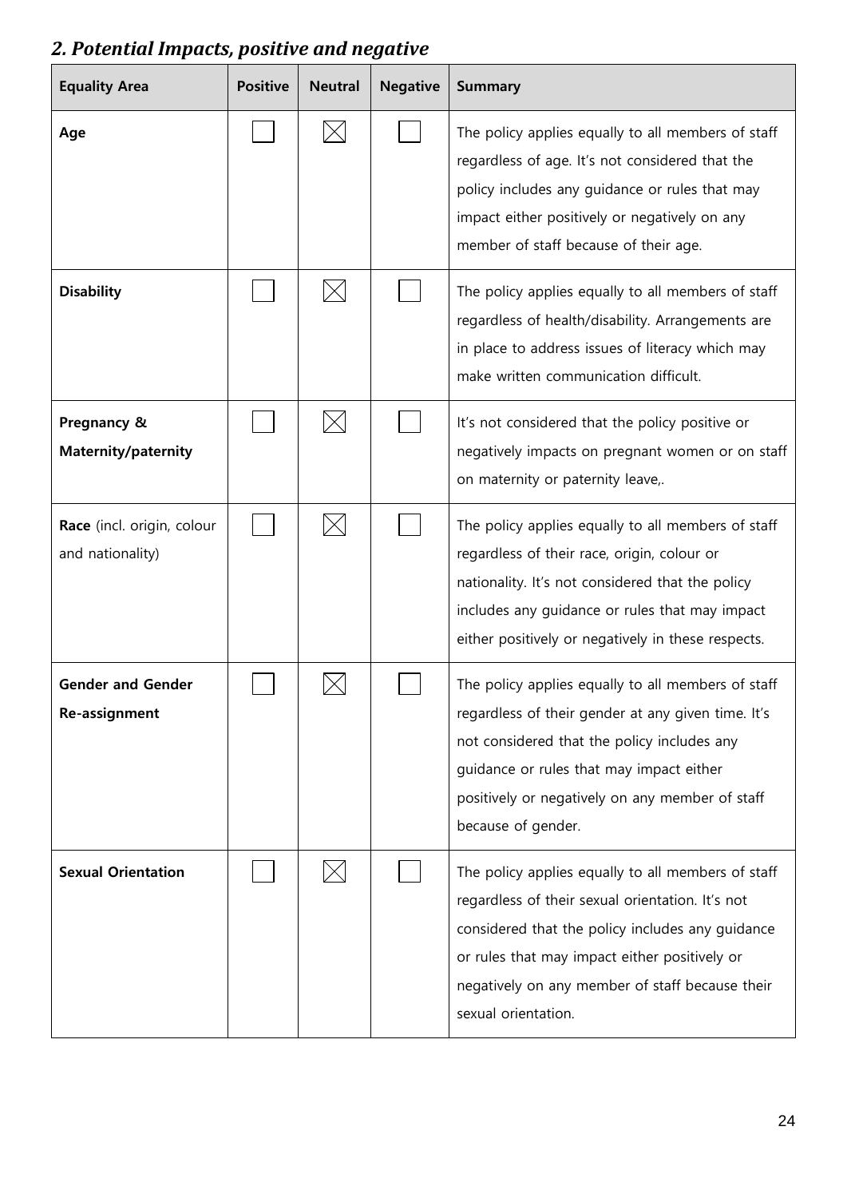## *2. Potential Impacts, positive and negative*

| Equality Area | Positive | Neutral | Negative | Summary |
|---|---|---|---|---|
| **Age** | ☐ | ☒ | ☐ | The policy applies equally to all members of staff regardless of age. It's not considered that the policy includes any guidance or rules that may impact either positively or negatively on any member of staff because of their age. |
| **Disability** | ☐ | ☒ | ☐ | The policy applies equally to all members of staff regardless of health/disability. Arrangements are in place to address issues of literacy which may make written communication difficult. |
| **Pregnancy & Maternity/paternity** | ☐ | ☒ | ☐ | It's not considered that the policy positive or negatively impacts on pregnant women or on staff on maternity or paternity leave,. |
| **Race** (incl. origin, colour and nationality) | ☐ | ☒ | ☐ | The policy applies equally to all members of staff regardless of their race, origin, colour or nationality. It's not considered that the policy includes any guidance or rules that may impact either positively or negatively in these respects. |
| **Gender and Gender Re-assignment** | ☐ | ☒ | ☐ | The policy applies equally to all members of staff regardless of their gender at any given time. It's not considered that the policy includes any guidance or rules that may impact either positively or negatively on any member of staff because of gender. |
| **Sexual Orientation** | ☐ | ☒ | ☐ | The policy applies equally to all members of staff regardless of their sexual orientation. It's not considered that the policy includes any guidance or rules that may impact either positively or negatively on any member of staff because their sexual orientation. |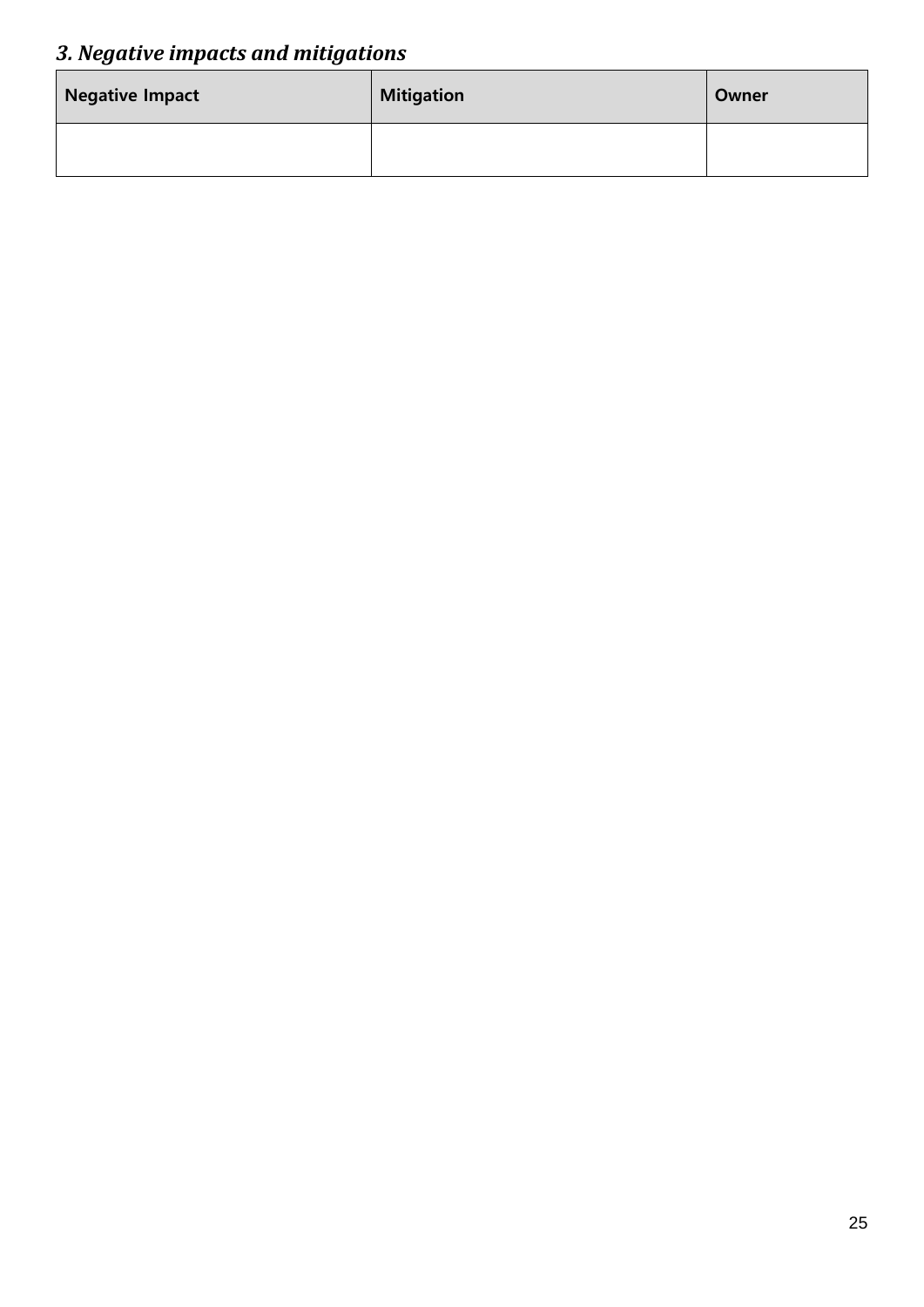### *3. Negative impacts and mitigations*

| Negative Impact | Mitigation | Owner |
|---|---|---|
| | | |